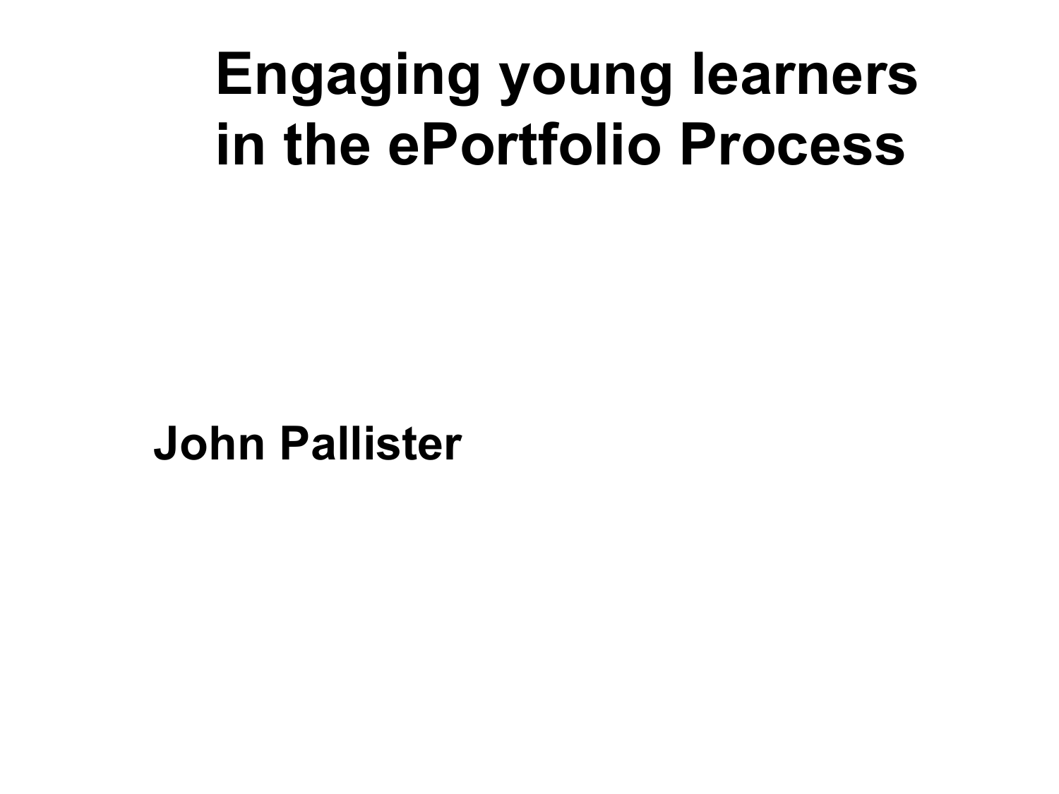# Engaging young learners in the ePortfolio Process

**John Pallister**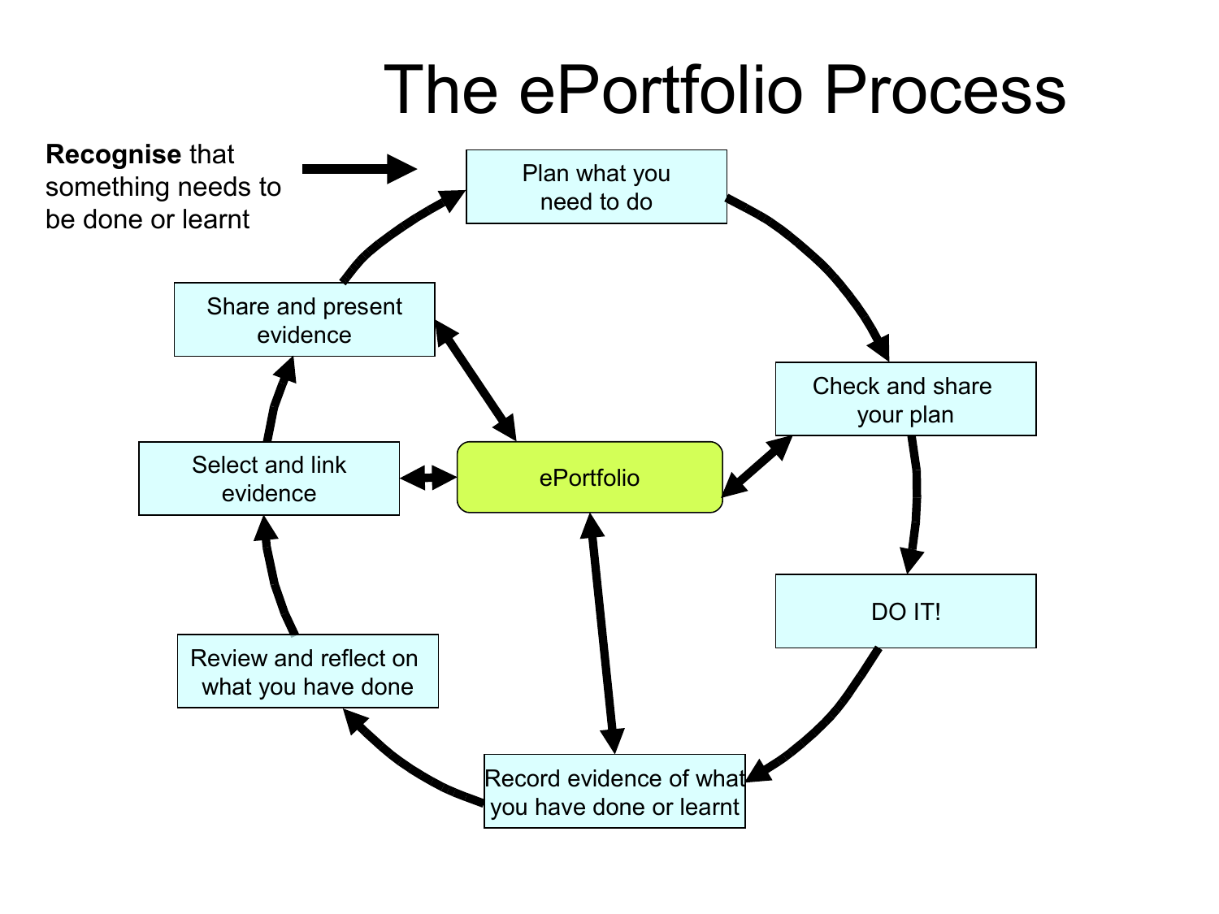# The ePortfolio Process

**Recognise** that something needs to be done or learnt

Plan what you need to do

Check and share your plan

DO IT!

Record evidence of what you have done or learnt

Review and reflect on what you have done

Select and link evidence

Share and present evidence

ePortfolio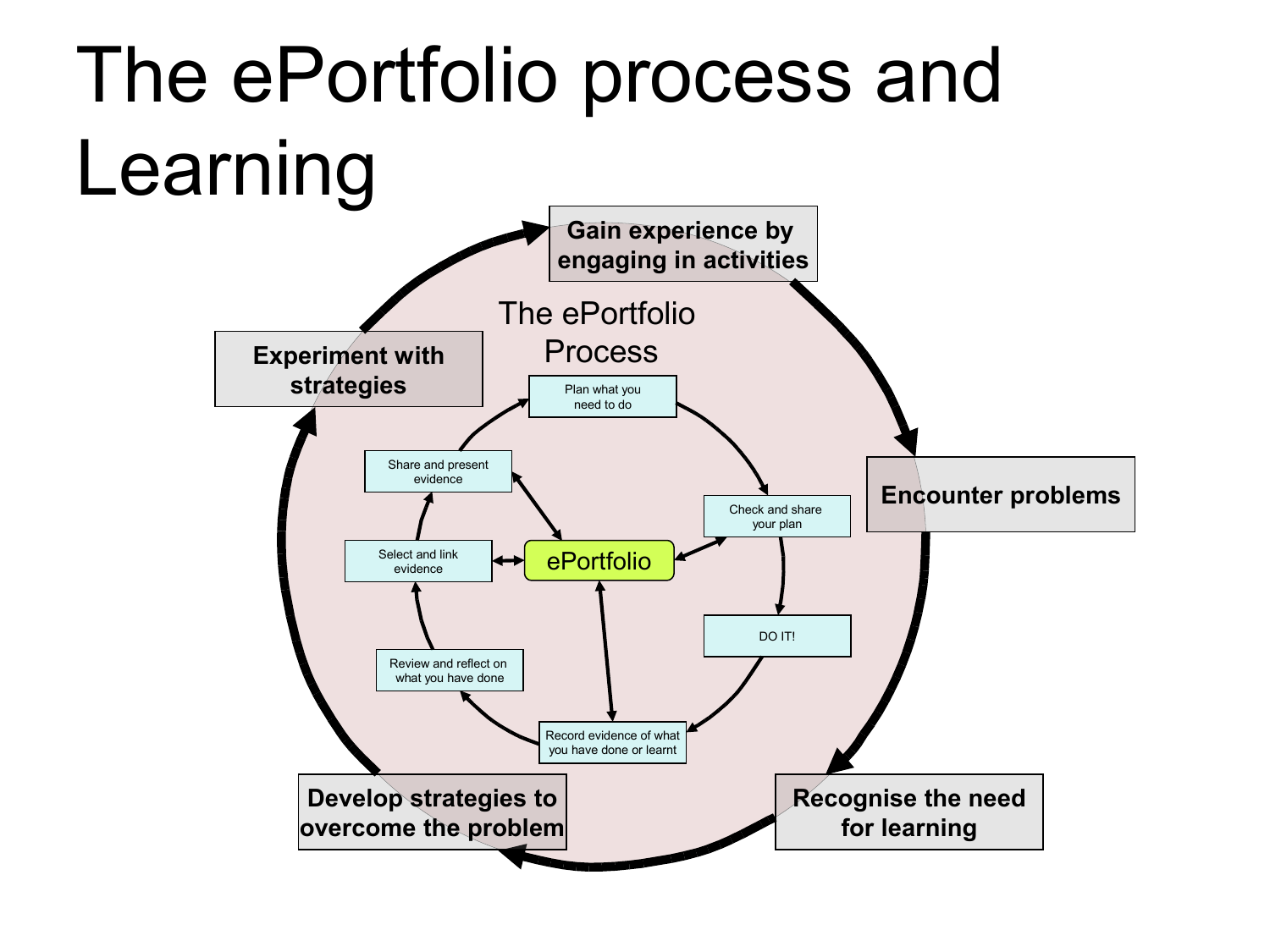# The ePortfolio process and Learning

**Gain experience by engaging in activities**

**Encounter problems**

**Recognise the need for learning**

**Develop strategies to overcome the problem**

**Experiment with strategies**

The ePortfolio Process

- Plan what you need to do
- Check and share your plan
- DO IT!
- Record evidence of what you have done or learnt
- Review and reflect on what you have done
- Select and link evidence
- Share and present evidence

ePortfolio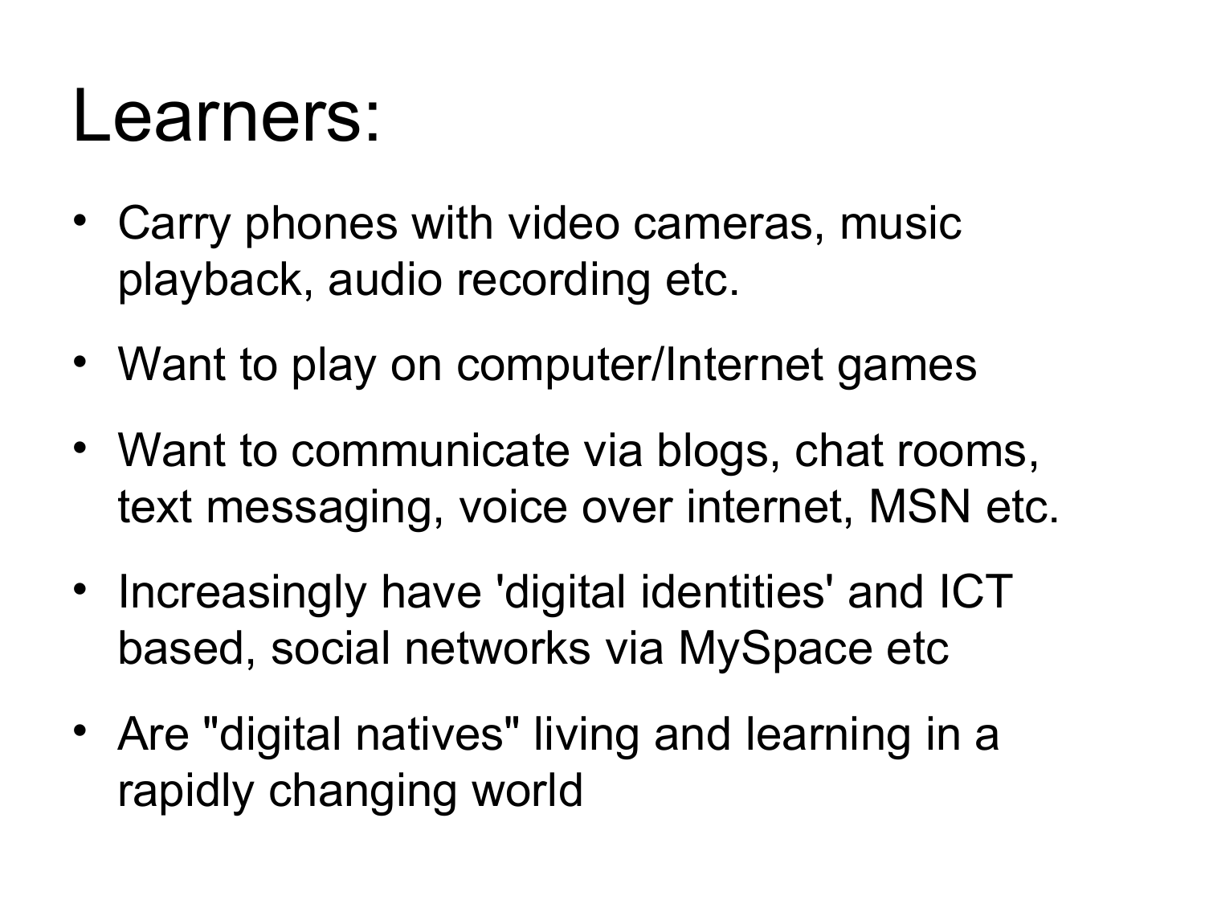# Learners:

- Carry phones with video cameras, music playback, audio recording etc.
- Want to play on computer/Internet games
- Want to communicate via blogs, chat rooms, text messaging, voice over internet, MSN etc.
- Increasingly have 'digital identities' and ICT based, social networks via MySpace etc
- Are "digital natives" living and learning in a rapidly changing world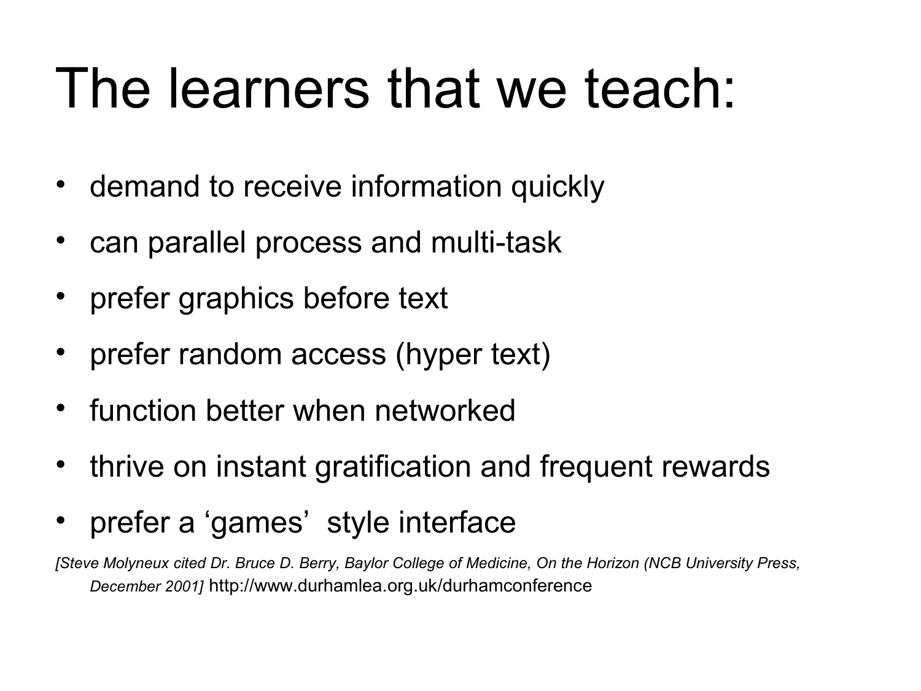# The learners that we teach:

- demand to receive information quickly
- can parallel process and multi-task
- prefer graphics before text
- prefer random access (hyper text)
- function better when networked
- thrive on instant gratification and frequent rewards
- prefer a 'games' style interface

*[Steve Molyneux cited Dr. Bruce D. Berry, Baylor College of Medicine, On the Horizon (NCB University Press, December 2001]* http://www.durhamlea.org.uk/durhamconference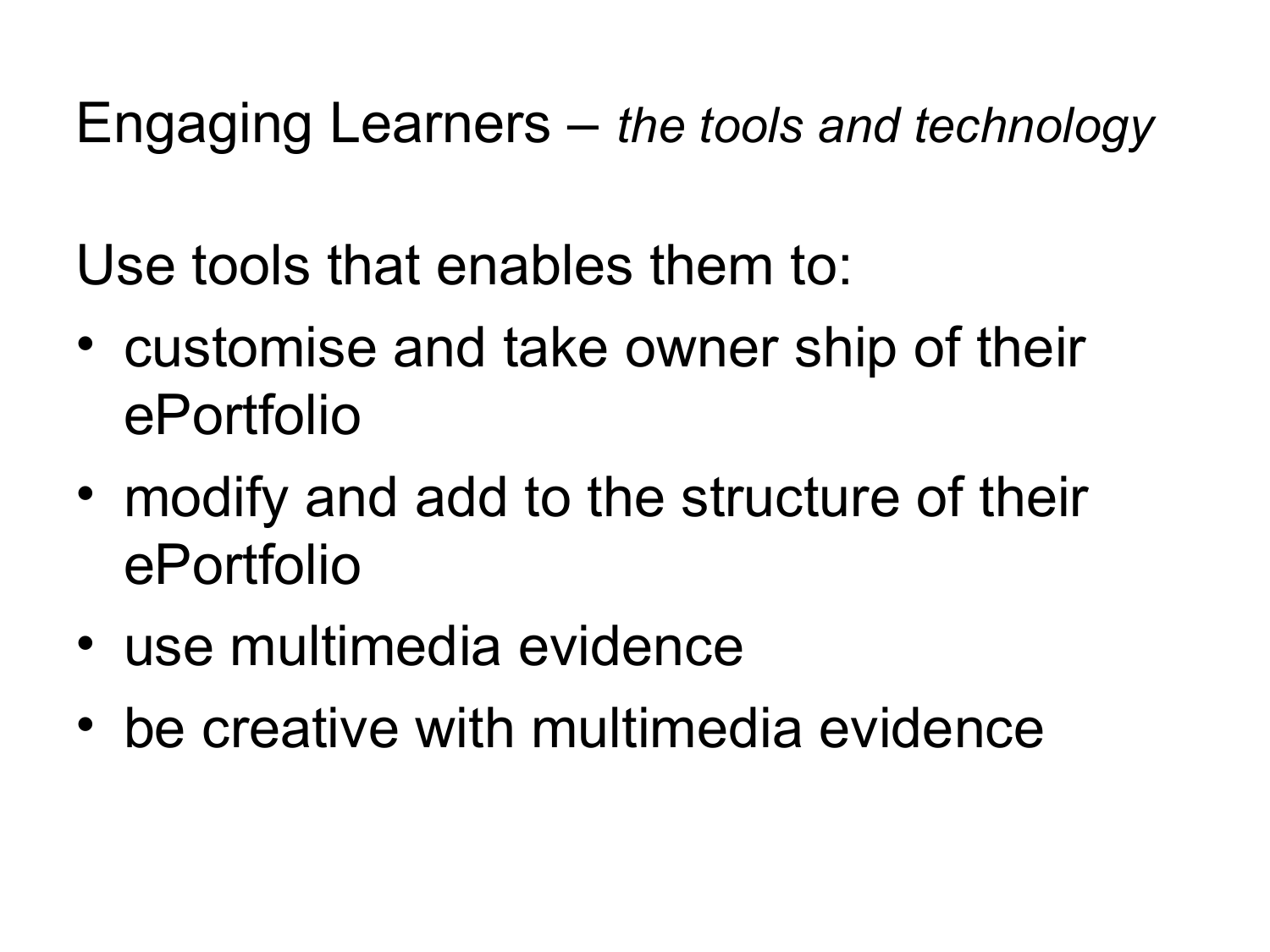# Engaging Learners – *the tools and technology*

Use tools that enables them to:

- customise and take owner ship of their ePortfolio
- modify and add to the structure of their ePortfolio
- use multimedia evidence
- be creative with multimedia evidence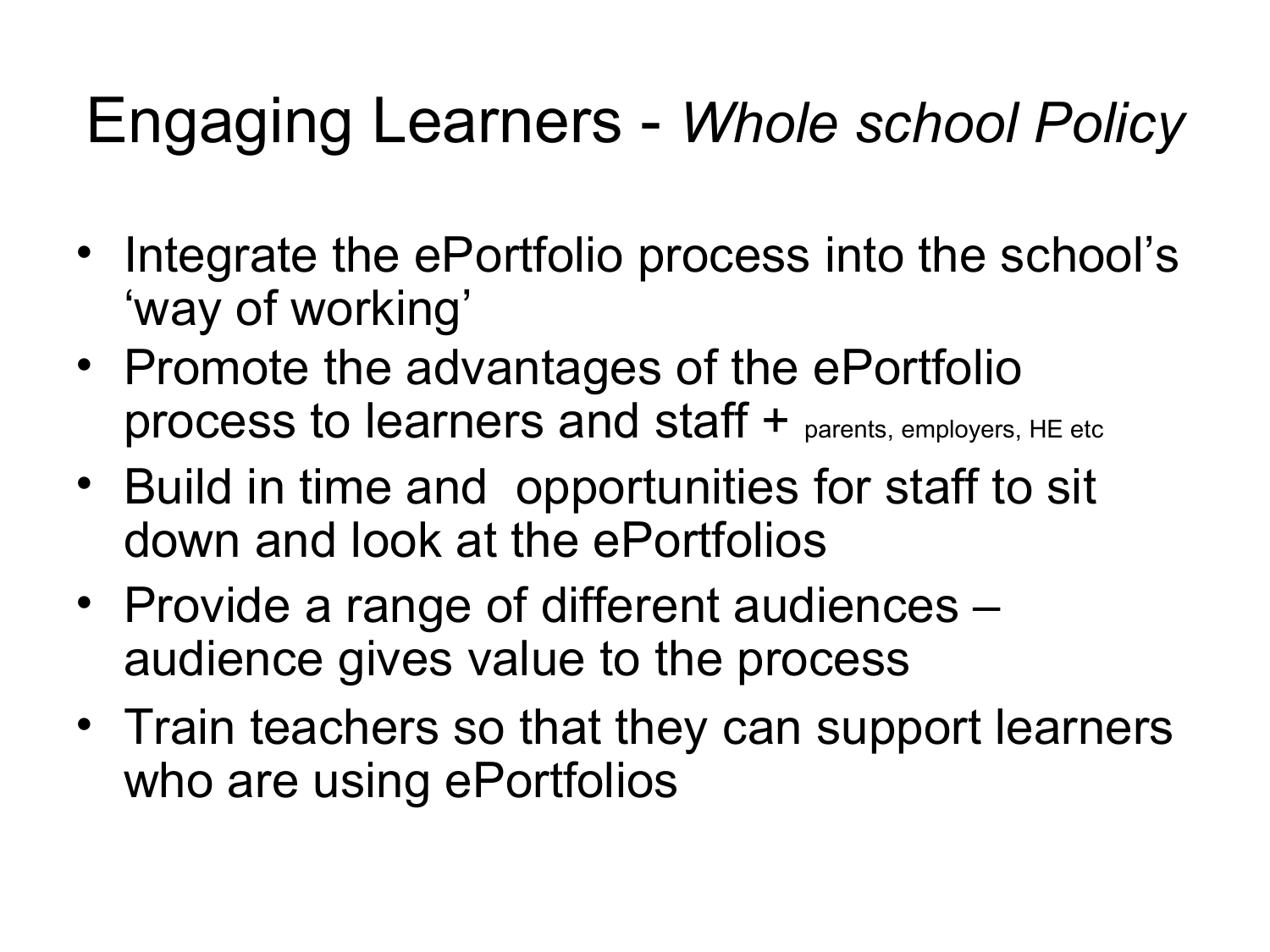# Engaging Learners - *Whole school Policy*

- Integrate the ePortfolio process into the school's 'way of working'
- Promote the advantages of the ePortfolio process to learners and staff + parents, employers, HE etc
- Build in time and opportunities for staff to sit down and look at the ePortfolios
- Provide a range of different audiences – audience gives value to the process
- Train teachers so that they can support learners who are using ePortfolios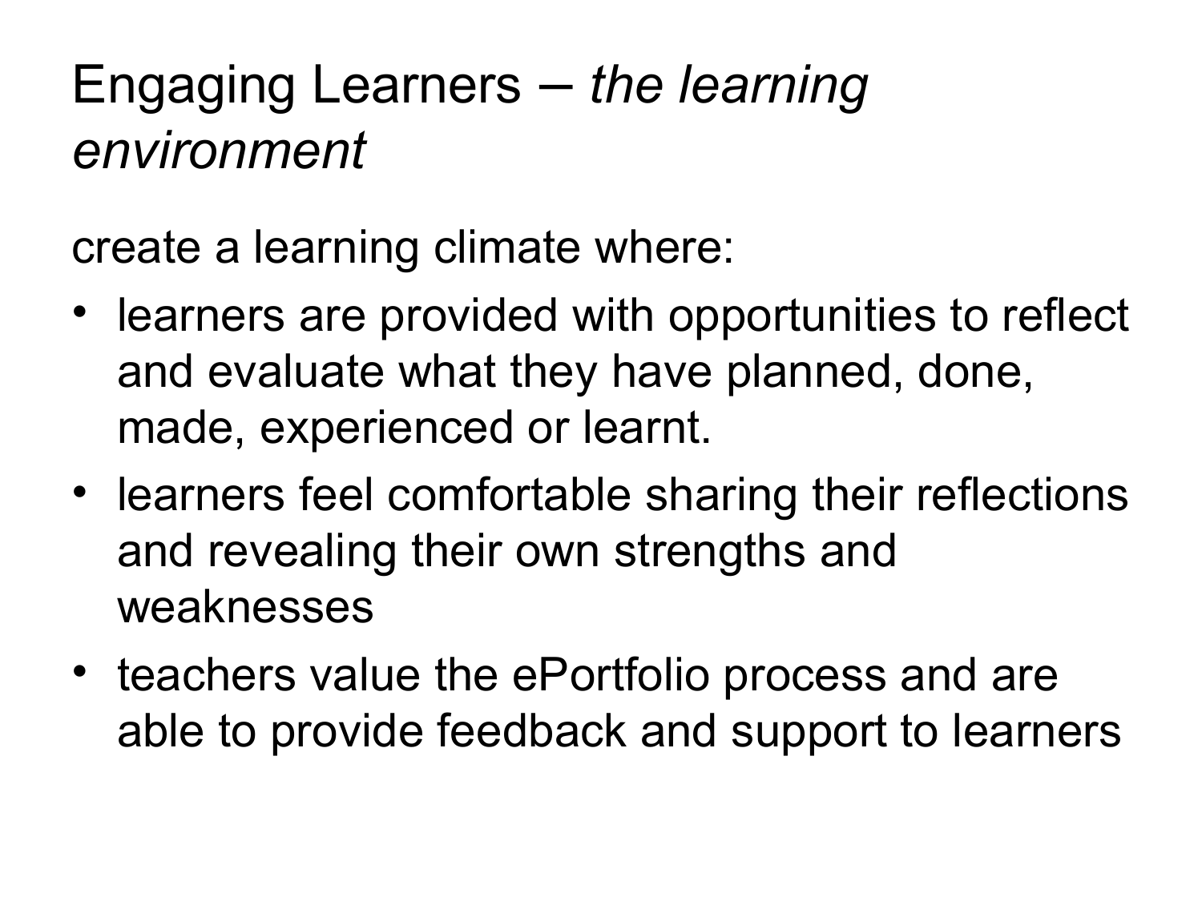# Engaging Learners – *the learning environment*

create a learning climate where:

- learners are provided with opportunities to reflect and evaluate what they have planned, done, made, experienced or learnt.
- learners feel comfortable sharing their reflections and revealing their own strengths and weaknesses
- teachers value the ePortfolio process and are able to provide feedback and support to learners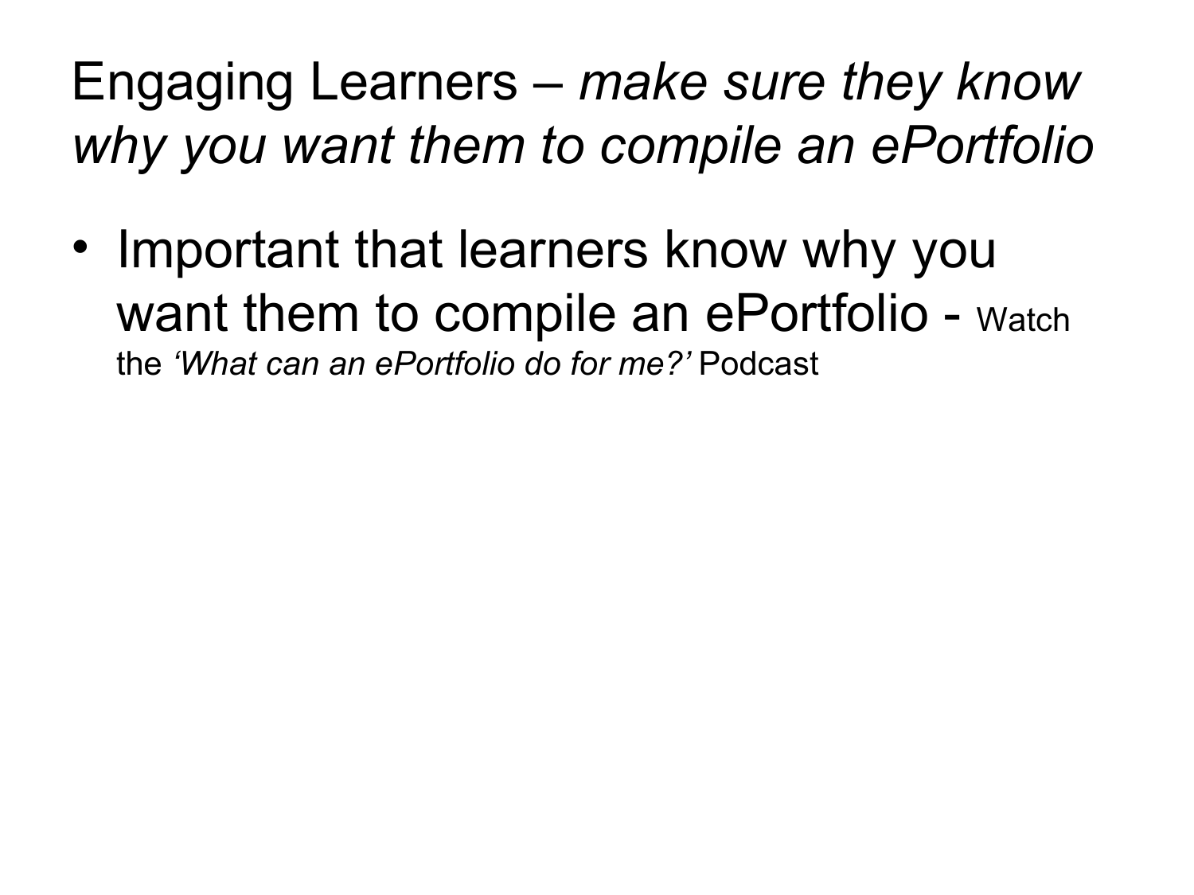# Engaging Learners – *make sure they know why you want them to compile an ePortfolio*

- Important that learners know why you want them to compile an ePortfolio - Watch the *'What can an ePortfolio do for me?'* Podcast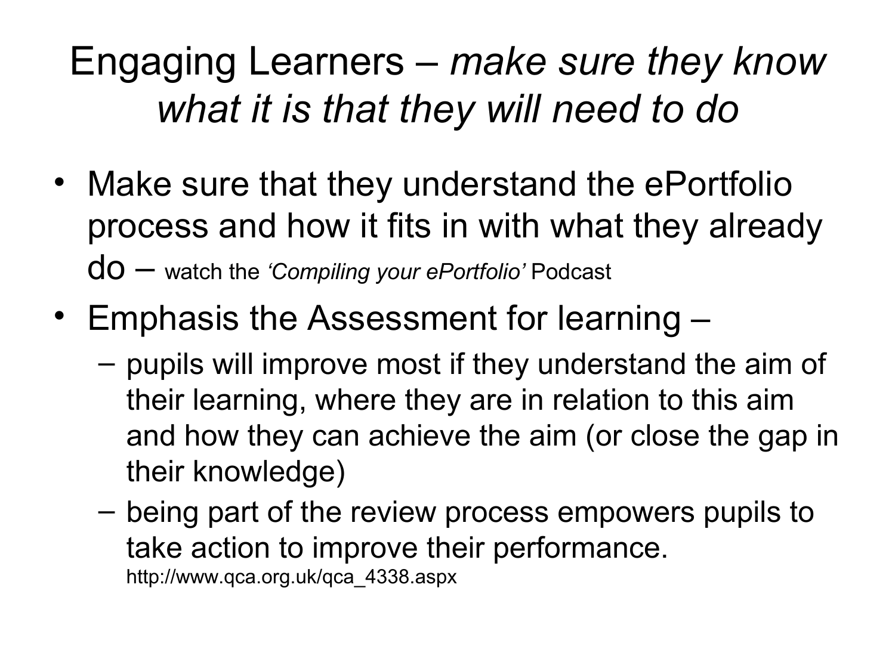# Engaging Learners – *make sure they know what it is that they will need to do*

- Make sure that they understand the ePortfolio process and how it fits in with what they already do – watch the *'Compiling your ePortfolio'* Podcast
- Emphasis the Assessment for learning –
  - pupils will improve most if they understand the aim of their learning, where they are in relation to this aim and how they can achieve the aim (or close the gap in their knowledge)
  - being part of the review process empowers pupils to take action to improve their performance. http://www.qca.org.uk/qca_4338.aspx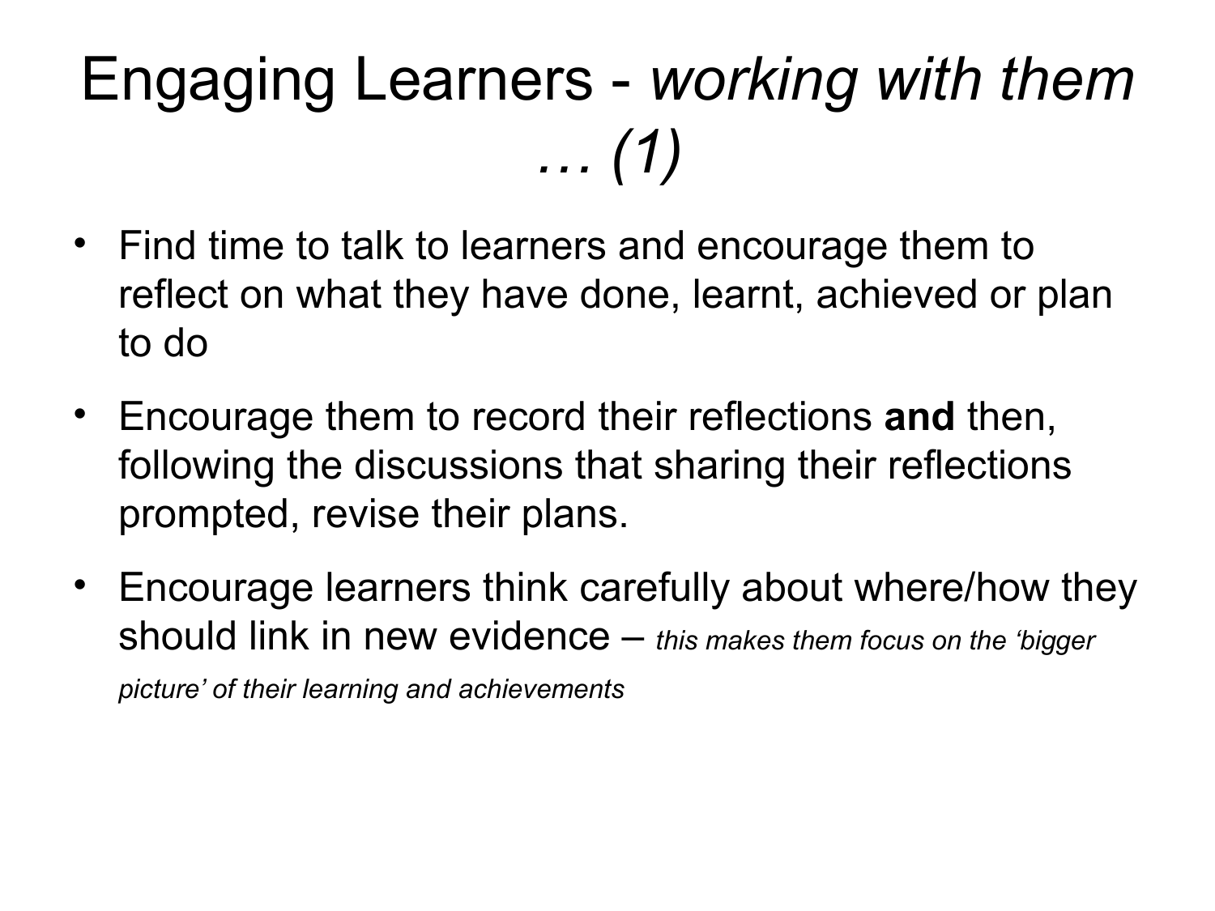# Engaging Learners - *working with them … (1)*

- Find time to talk to learners and encourage them to reflect on what they have done, learnt, achieved or plan to do
- Encourage them to record their reflections **and** then, following the discussions that sharing their reflections prompted, revise their plans.
- Encourage learners think carefully about where/how they should link in new evidence – *this makes them focus on the 'bigger picture' of their learning and achievements*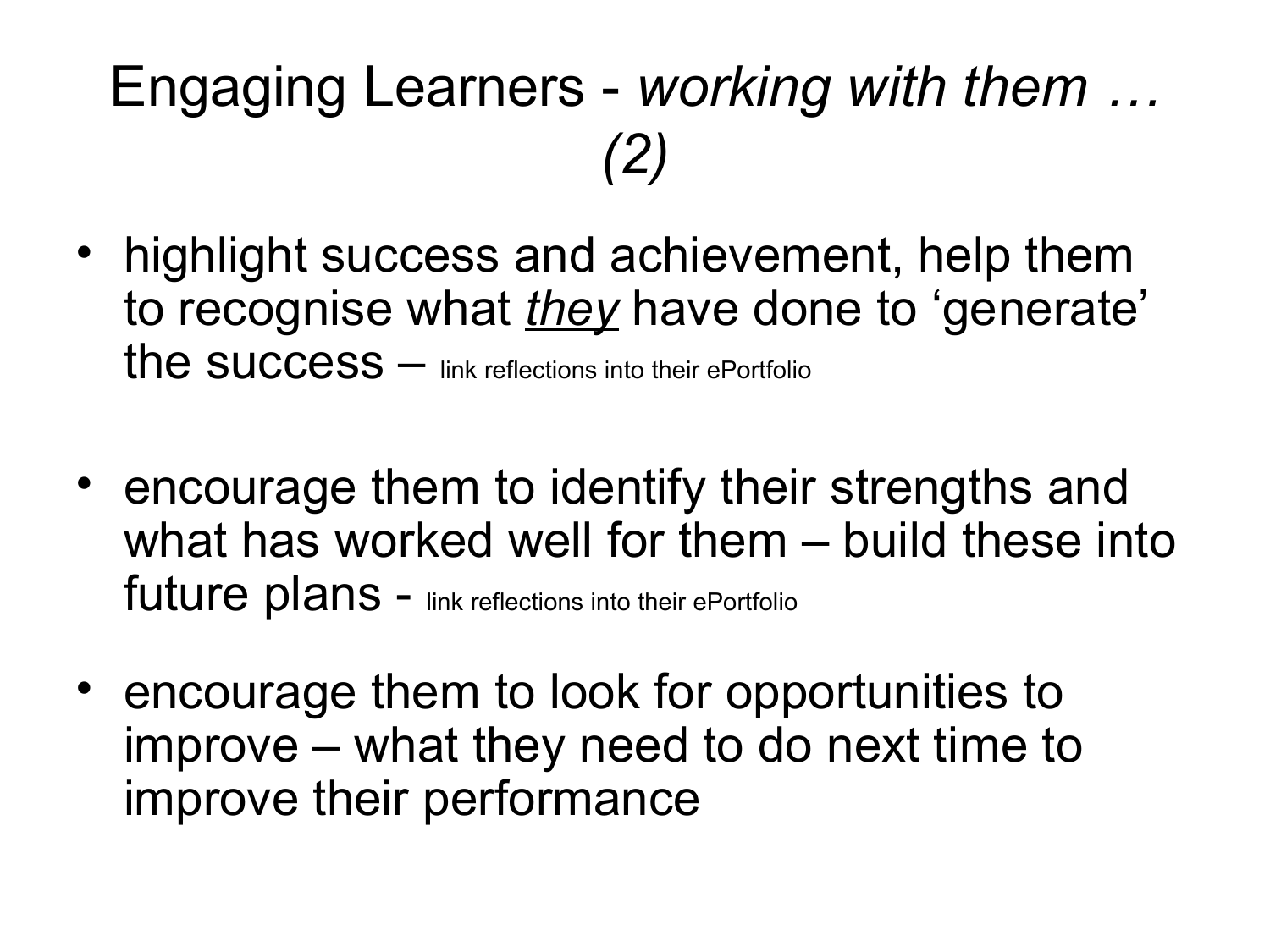# Engaging Learners - *working with them … (2)*

- highlight success and achievement, help them to recognise what ***<u>they</u>*** have done to 'generate' the success – link reflections into their ePortfolio

- encourage them to identify their strengths and what has worked well for them – build these into future plans - link reflections into their ePortfolio

- encourage them to look for opportunities to improve – what they need to do next time to improve their performance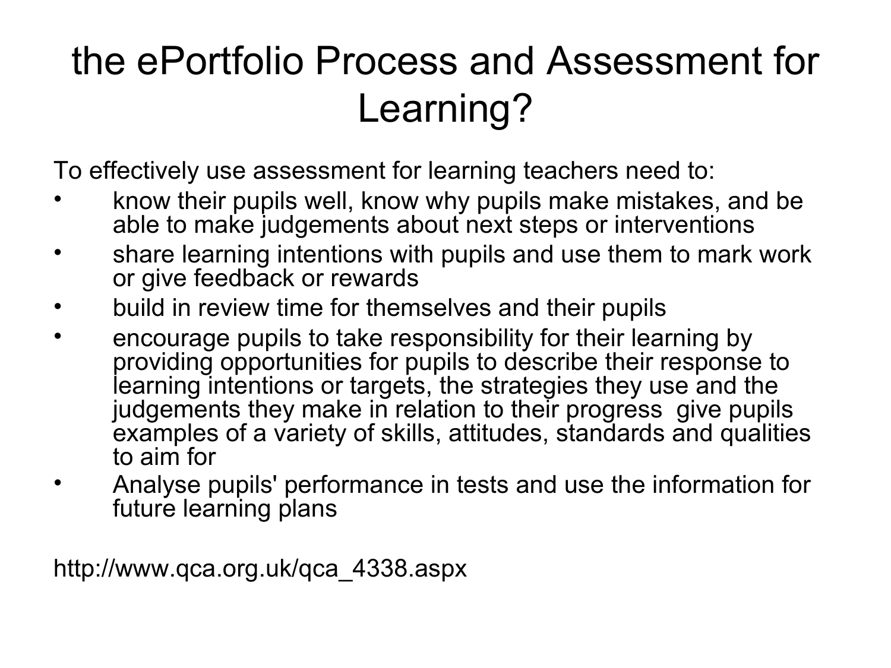# the ePortfolio Process and Assessment for Learning?

To effectively use assessment for learning teachers need to:

- know their pupils well, know why pupils make mistakes, and be able to make judgements about next steps or interventions
- share learning intentions with pupils and use them to mark work or give feedback or rewards
- build in review time for themselves and their pupils
- encourage pupils to take responsibility for their learning by providing opportunities for pupils to describe their response to learning intentions or targets, the strategies they use and the judgements they make in relation to their progress  give pupils examples of a variety of skills, attitudes, standards and qualities to aim for
- Analyse pupils' performance in tests and use the information for future learning plans

http://www.qca.org.uk/qca_4338.aspx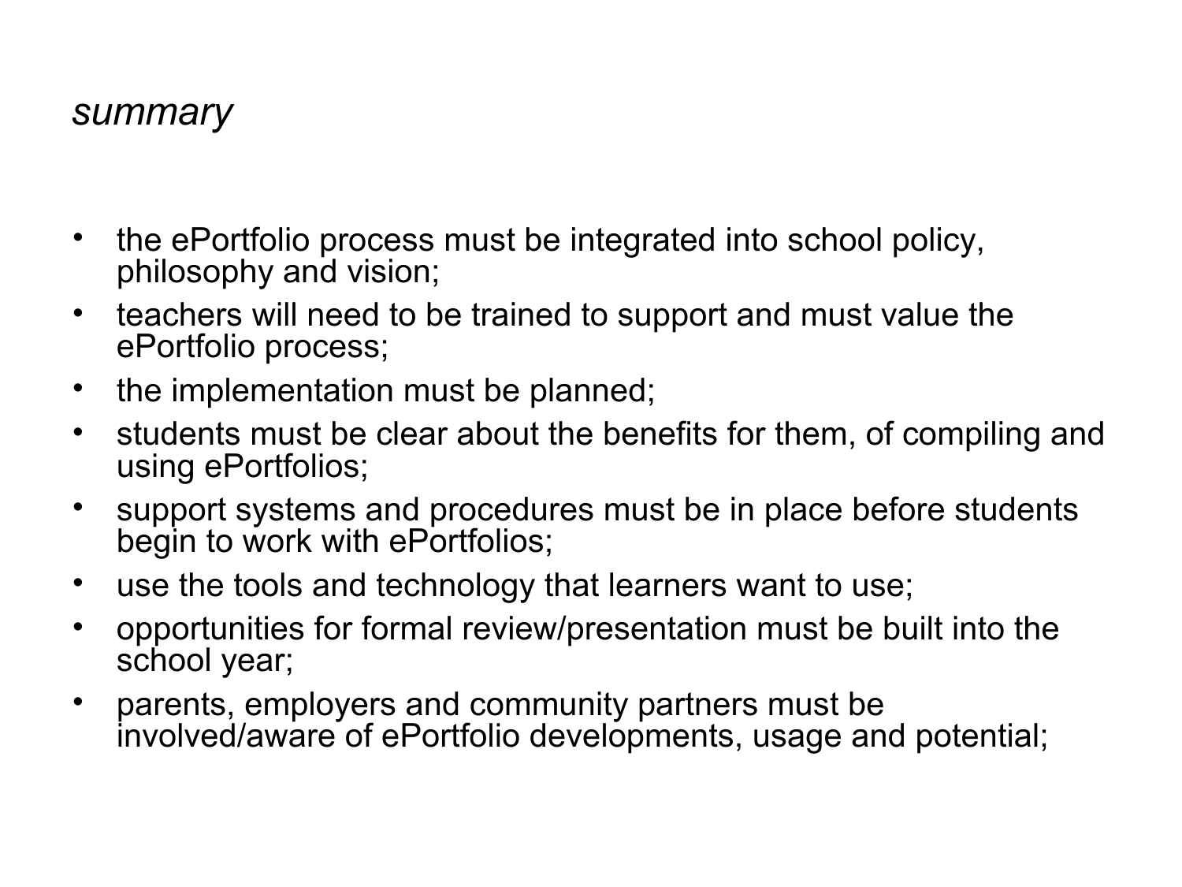## *summary*

- the ePortfolio process must be integrated into school policy, philosophy and vision;
- teachers will need to be trained to support and must value the ePortfolio process;
- the implementation must be planned;
- students must be clear about the benefits for them, of compiling and using ePortfolios;
- support systems and procedures must be in place before students begin to work with ePortfolios;
- use the tools and technology that learners want to use;
- opportunities for formal review/presentation must be built into the school year;
- parents, employers and community partners must be involved/aware of ePortfolio developments, usage and potential;